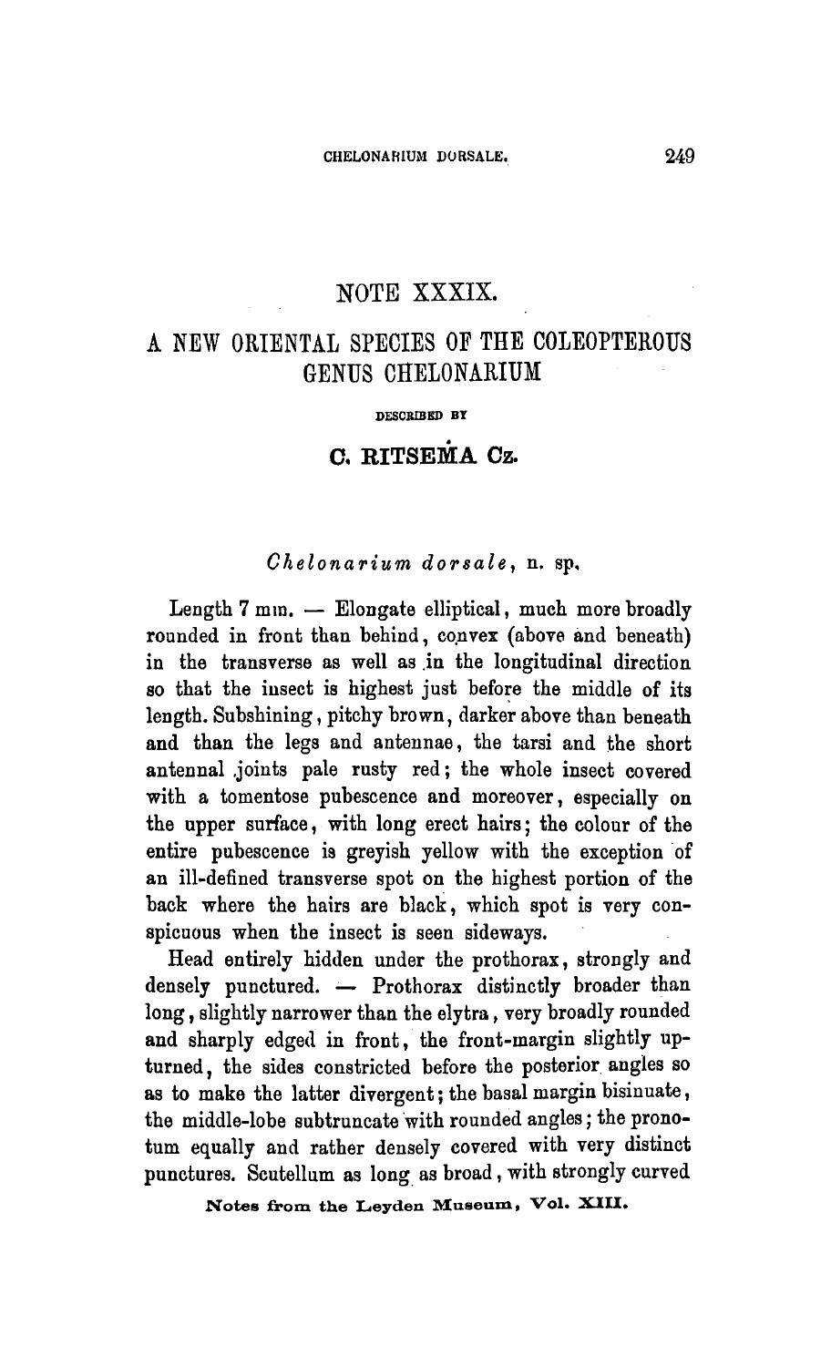## NOTE XXXIX.

# A NEW ORIENTAL SPECIES OF THE COLEOPTEROUS GENUS CHELONARIUM

DESCRIBED BY

### C. RITSEMA Cz.

*Chelonarium dorsale*, n. sp.

Length 7 mm. — Elongate elliptical, much more broadly rounded in front than behind, convex (above and beneath) in the transverse as well as in the longitudinal direction so that the insect is highest just before the middle of its length. Subshining, pitchy brown, darker above than beneath and than the legs and antennae, the tarsi and the short antennal joints pale rusty red; the whole insect covered with a tomentose pubescence and moreover, especially on the upper surface, with long erect hairs; the colour of the entire pubescence is greyish yellow with the exception of an ill-defined transverse spot on the highest portion of the back where the hairs are black, which spot is very conspicuous when the insect is seen sideways.

Head entirely hidden under the prothorax, strongly and densely punctured. — Prothorax distinctly broader than long, slightly narrower than the elytra, very broadly rounded and sharply edged in front, the front-margin slightly upturned, the sides constricted before the posterior angles so as to make the latter divergent; the basal margin bisinuate, the middle-lobe subtruncate with rounded angles; the pronotum equally and rather densely covered with very distinct punctures. Scutellum as long as broad, with strongly curved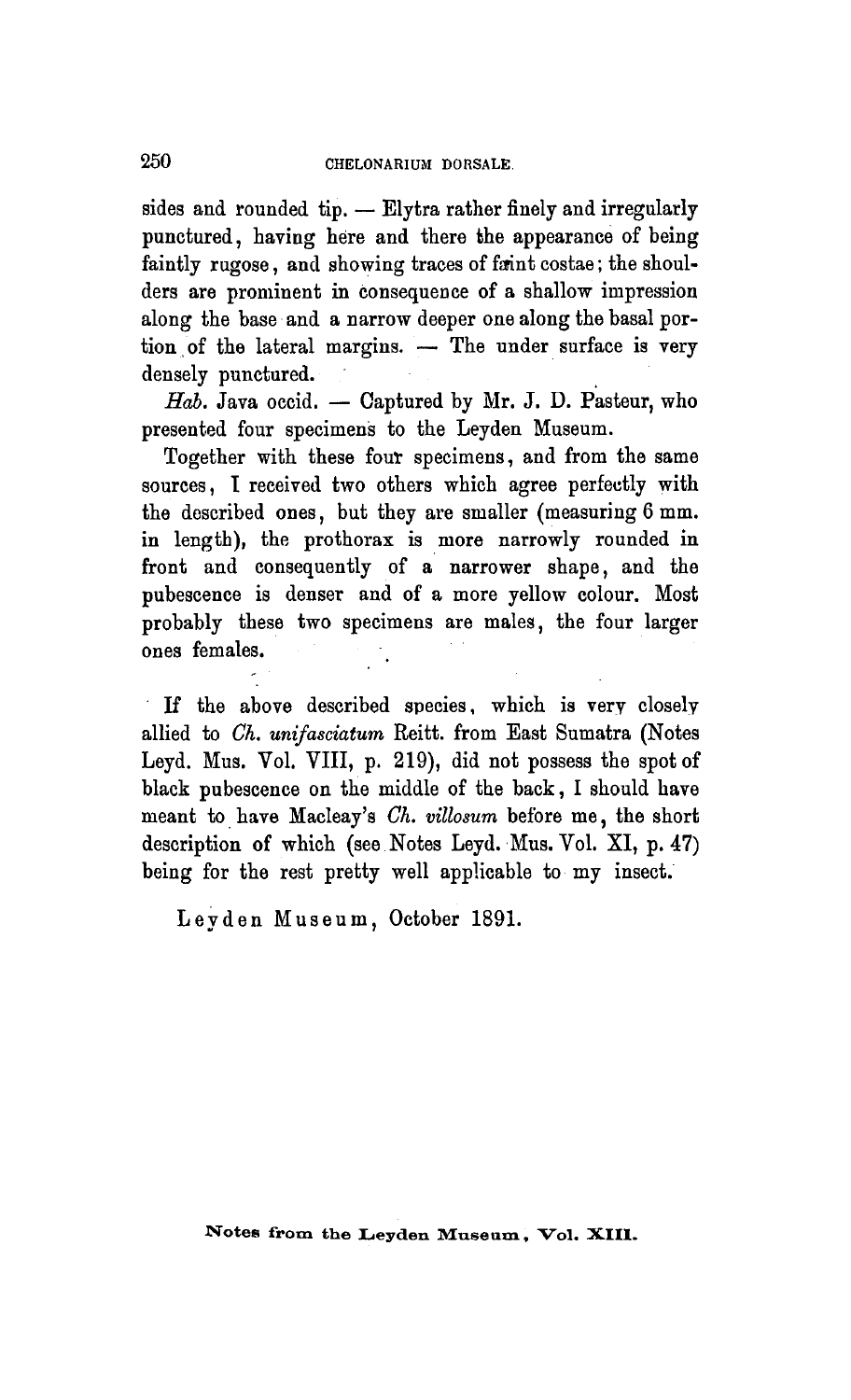sides and rounded tip. — Elytra rather finely and irregularly punctured, having here and there the appearance of being faintly rugose, and showing traces of faint costae; the shoulders are prominent in consequence of a shallow impression along the base and a narrow deeper one along the basal portion of the lateral margins. — The under surface is very densely punctured.

*Hab.* Java occid. — Captured by Mr. J. D. Pasteur, who presented four specimens to the Leyden Museum.

Together with these four specimens, and from the same sources, I received two others which agree perfectly with the described ones, but they are smaller (measuring 6 mm. in length), the prothorax is more narrowly rounded in front and consequently of a narrower shape, and the pubescence is denser and of a more yellow colour. Most probably these two specimens are males, the four larger ones females.

If the above described species, which is very closely allied to *Ch. unifasciatum* Reitt. from East Sumatra (Notes Leyd. Mus. Vol. VIII, p. 219), did not possess the spot of black pubescence on the middle of the back, I should have meant to have Macleay's *Ch. villosum* before me, the short description of which (see Notes Leyd. Mus. Vol. XI, p. 47) being for the rest pretty well applicable to my insect.

Leyden Museum, October 1891.